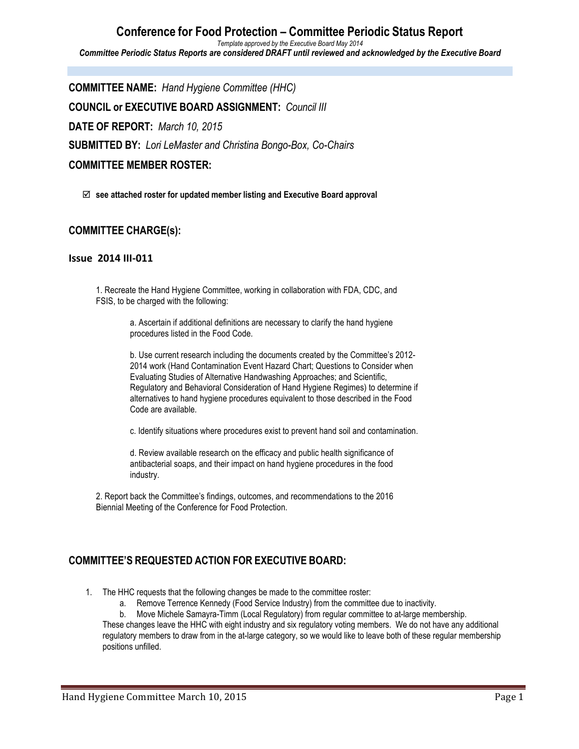# Conference for Food Protection – Committee Periodic Status Report

*Template approved by the Executive Board May 2014*

***Committee Periodic Status Reports are considered DRAFT until reviewed and acknowledged by the Executive Board***

**COMMITTEE NAME:** *Hand Hygiene Committee (HHC)*

**COUNCIL or EXECUTIVE BOARD ASSIGNMENT:** *Council III*

**DATE OF REPORT:** *March 10, 2015*

**SUBMITTED BY:** *Lori LeMaster and Christina Bongo-Box, Co-Chairs*

## COMMITTEE MEMBER ROSTER:

☑ **see attached roster for updated member listing and Executive Board approval**

## COMMITTEE CHARGE(s):

### Issue 2014 III-011

1. Recreate the Hand Hygiene Committee, working in collaboration with FDA, CDC, and FSIS, to be charged with the following:

   a. Ascertain if additional definitions are necessary to clarify the hand hygiene procedures listed in the Food Code.

   b. Use current research including the documents created by the Committee's 2012-2014 work (Hand Contamination Event Hazard Chart; Questions to Consider when Evaluating Studies of Alternative Handwashing Approaches; and Scientific, Regulatory and Behavioral Consideration of Hand Hygiene Regimes) to determine if alternatives to hand hygiene procedures equivalent to those described in the Food Code are available.

   c. Identify situations where procedures exist to prevent hand soil and contamination.

   d. Review available research on the efficacy and public health significance of antibacterial soaps, and their impact on hand hygiene procedures in the food industry.

2. Report back the Committee's findings, outcomes, and recommendations to the 2016 Biennial Meeting of the Conference for Food Protection.

## COMMITTEE'S REQUESTED ACTION FOR EXECUTIVE BOARD:

1. The HHC requests that the following changes be made to the committee roster:
   a. Remove Terrence Kennedy (Food Service Industry) from the committee due to inactivity.
   b. Move Michele Samayra-Timm (Local Regulatory) from regular committee to at-large membership.

   These changes leave the HHC with eight industry and six regulatory voting members. We do not have any additional regulatory members to draw from in the at-large category, so we would like to leave both of these regular membership positions unfilled.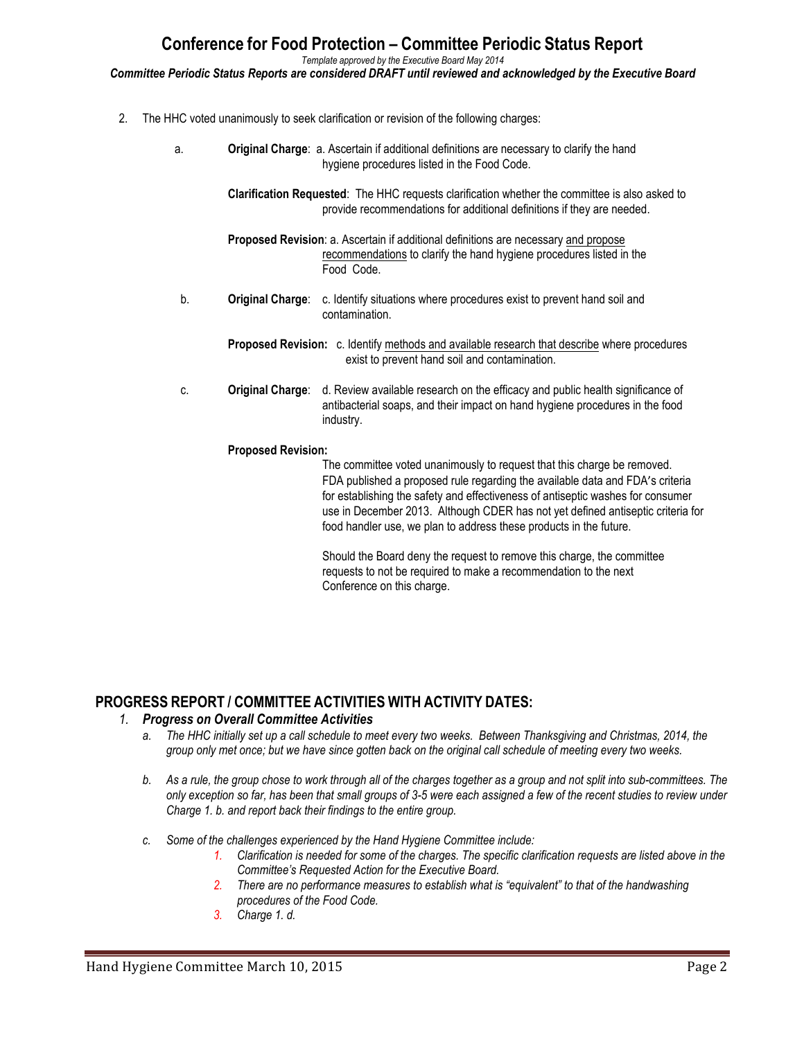# Conference for Food Protection – Committee Periodic Status Report

*Template approved by the Executive Board May 2014*

***Committee Periodic Status Reports are considered DRAFT until reviewed and acknowledged by the Executive Board***

2. The HHC voted unanimously to seek clarification or revision of the following charges:

   a. **Original Charge**: a. Ascertain if additional definitions are necessary to clarify the hand hygiene procedures listed in the Food Code.

      **Clarification Requested**: The HHC requests clarification whether the committee is also asked to provide recommendations for additional definitions if they are needed.

      **Proposed Revision**: a. Ascertain if additional definitions are necessary <u>and propose recommendations</u> to clarify the hand hygiene procedures listed in the Food Code.

   b. **Original Charge**: c. Identify situations where procedures exist to prevent hand soil and contamination.

      **Proposed Revision:** c. Identify <u>methods and available research that describe</u> where procedures exist to prevent hand soil and contamination.

   c. **Original Charge**: d. Review available research on the efficacy and public health significance of antibacterial soaps, and their impact on hand hygiene procedures in the food industry.

      **Proposed Revision:**

      The committee voted unanimously to request that this charge be removed. FDA published a proposed rule regarding the available data and FDA's criteria for establishing the safety and effectiveness of antiseptic washes for consumer use in December 2013. Although CDER has not yet defined antiseptic criteria for food handler use, we plan to address these products in the future.

      Should the Board deny the request to remove this charge, the committee requests to not be required to make a recommendation to the next Conference on this charge.

## PROGRESS REPORT / COMMITTEE ACTIVITIES WITH ACTIVITY DATES:

1. ***Progress on Overall Committee Activities***
   a. *The HHC initially set up a call schedule to meet every two weeks. Between Thanksgiving and Christmas, 2014, the group only met once; but we have since gotten back on the original call schedule of meeting every two weeks.*

   b. *As a rule, the group chose to work through all of the charges together as a group and not split into sub-committees. The only exception so far, has been that small groups of 3-5 were each assigned a few of the recent studies to review under Charge 1. b. and report back their findings to the entire group.*

   c. *Some of the challenges experienced by the Hand Hygiene Committee include:*
      1. *Clarification is needed for some of the charges. The specific clarification requests are listed above in the Committee's Requested Action for the Executive Board.*
      2. *There are no performance measures to establish what is "equivalent" to that of the handwashing procedures of the Food Code.*
      3. *Charge 1. d.*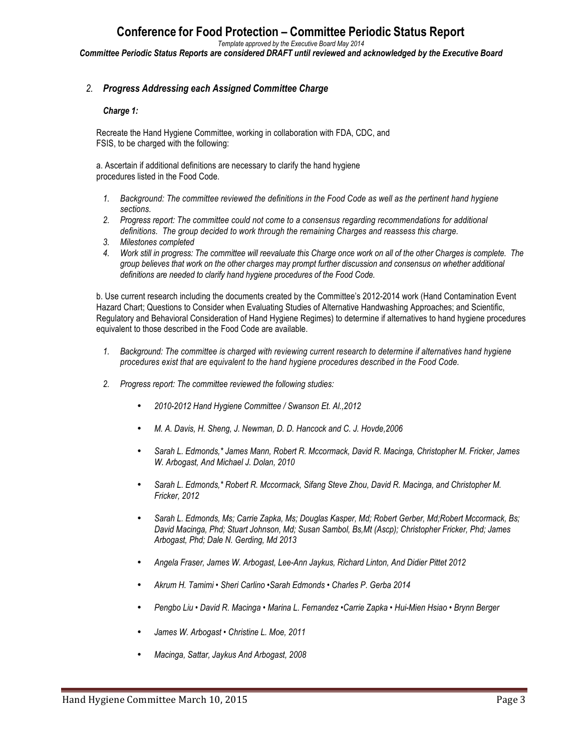## 2. *Progress Addressing each Assigned Committee Charge*

***Charge 1:***

Recreate the Hand Hygiene Committee, working in collaboration with FDA, CDC, and FSIS, to be charged with the following:

a. Ascertain if additional definitions are necessary to clarify the hand hygiene procedures listed in the Food Code.

1. *Background: The committee reviewed the definitions in the Food Code as well as the pertinent hand hygiene sections.*
2. *Progress report: The committee could not come to a consensus regarding recommendations for additional definitions. The group decided to work through the remaining Charges and reassess this charge.*
3. *Milestones completed*
4. *Work still in progress: The committee will reevaluate this Charge once work on all of the other Charges is complete. The group believes that work on the other charges may prompt further discussion and consensus on whether additional definitions are needed to clarify hand hygiene procedures of the Food Code.*

b. Use current research including the documents created by the Committee's 2012-2014 work (Hand Contamination Event Hazard Chart; Questions to Consider when Evaluating Studies of Alternative Handwashing Approaches; and Scientific, Regulatory and Behavioral Consideration of Hand Hygiene Regimes) to determine if alternatives to hand hygiene procedures equivalent to those described in the Food Code are available.

1. *Background: The committee is charged with reviewing current research to determine if alternatives hand hygiene procedures exist that are equivalent to the hand hygiene procedures described in the Food Code.*
2. *Progress report: The committee reviewed the following studies:*
   - *2010-2012 Hand Hygiene Committee / Swanson Et. Al.,2012*
   - *M. A. Davis, H. Sheng, J. Newman, D. D. Hancock and C. J. Hovde,2006*
   - *Sarah L. Edmonds,\* James Mann, Robert R. Mccormack, David R. Macinga, Christopher M. Fricker, James W. Arbogast, And Michael J. Dolan, 2010*
   - *Sarah L. Edmonds,\* Robert R. Mccormack, Sifang Steve Zhou, David R. Macinga, and Christopher M. Fricker, 2012*
   - *Sarah L. Edmonds, Ms; Carrie Zapka, Ms; Douglas Kasper, Md; Robert Gerber, Md;Robert Mccormack, Bs; David Macinga, Phd; Stuart Johnson, Md; Susan Sambol, Bs,Mt (Ascp); Christopher Fricker, Phd; James Arbogast, Phd; Dale N. Gerding, Md 2013*
   - *Angela Fraser, James W. Arbogast, Lee-Ann Jaykus, Richard Linton, And Didier Pittet 2012*
   - *Akrum H. Tamimi • Sheri Carlino •Sarah Edmonds • Charles P. Gerba 2014*
   - *Pengbo Liu • David R. Macinga • Marina L. Fernandez •Carrie Zapka • Hui-Mien Hsiao • Brynn Berger*
   - *James W. Arbogast • Christine L. Moe, 2011*
   - *Macinga, Sattar, Jaykus And Arbogast, 2008*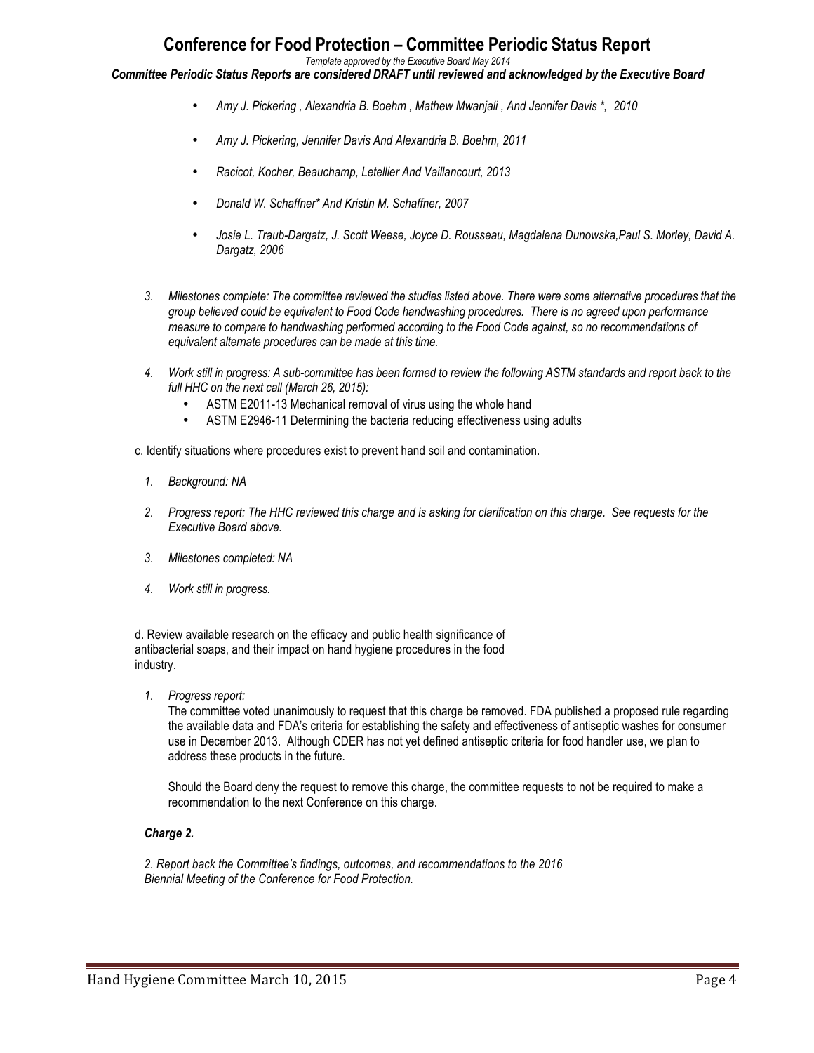- *Amy J. Pickering , Alexandria B. Boehm , Mathew Mwanjali , And Jennifer Davis *,  2010*
- *Amy J. Pickering, Jennifer Davis And Alexandria B. Boehm, 2011*
- *Racicot, Kocher, Beauchamp, Letellier And Vaillancourt, 2013*
- *Donald W. Schaffner* And Kristin M. Schaffner, 2007*
- *Josie L. Traub-Dargatz, J. Scott Weese, Joyce D. Rousseau, Magdalena Dunowska,Paul S. Morley, David A. Dargatz, 2006*

3. *Milestones complete: The committee reviewed the studies listed above. There were some alternative procedures that the group believed could be equivalent to Food Code handwashing procedures. There is no agreed upon performance measure to compare to handwashing performed according to the Food Code against, so no recommendations of equivalent alternate procedures can be made at this time.*
4. *Work still in progress: A sub-committee has been formed to review the following ASTM standards and report back to the full HHC on the next call (March 26, 2015):*
   - ASTM E2011-13 Mechanical removal of virus using the whole hand
   - ASTM E2946-11 Determining the bacteria reducing effectiveness using adults

c. Identify situations where procedures exist to prevent hand soil and contamination.

1. *Background: NA*
2. *Progress report: The HHC reviewed this charge and is asking for clarification on this charge. See requests for the Executive Board above.*
3. *Milestones completed: NA*
4. *Work still in progress.*

d. Review available research on the efficacy and public health significance of antibacterial soaps, and their impact on hand hygiene procedures in the food industry.

1. *Progress report:*

   The committee voted unanimously to request that this charge be removed. FDA published a proposed rule regarding the available data and FDA's criteria for establishing the safety and effectiveness of antiseptic washes for consumer use in December 2013. Although CDER has not yet defined antiseptic criteria for food handler use, we plan to address these products in the future.

   Should the Board deny the request to remove this charge, the committee requests to not be required to make a recommendation to the next Conference on this charge.

***Charge 2.***

*2. Report back the Committee's findings, outcomes, and recommendations to the 2016 Biennial Meeting of the Conference for Food Protection.*